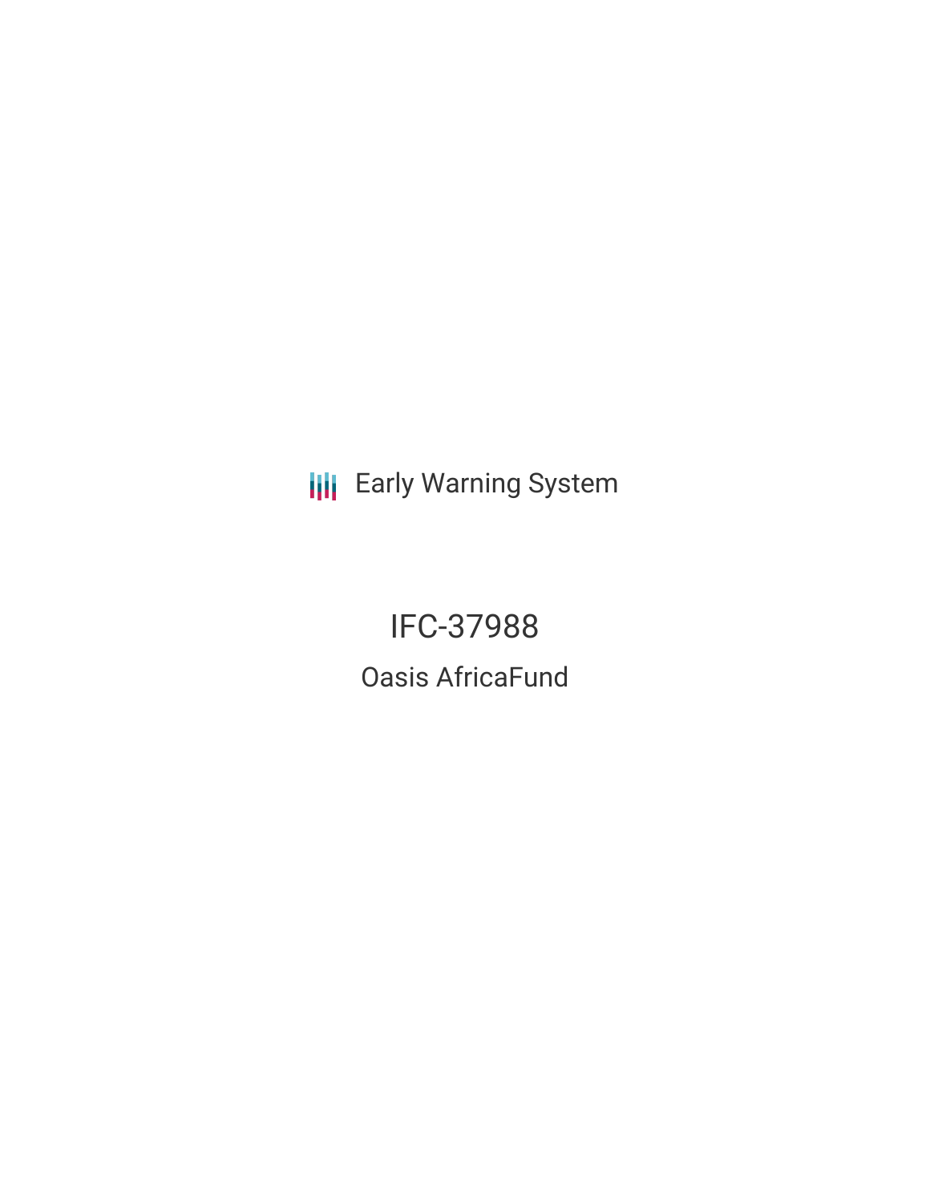Early Warning System

# IFC-37988

## Oasis AfricaFund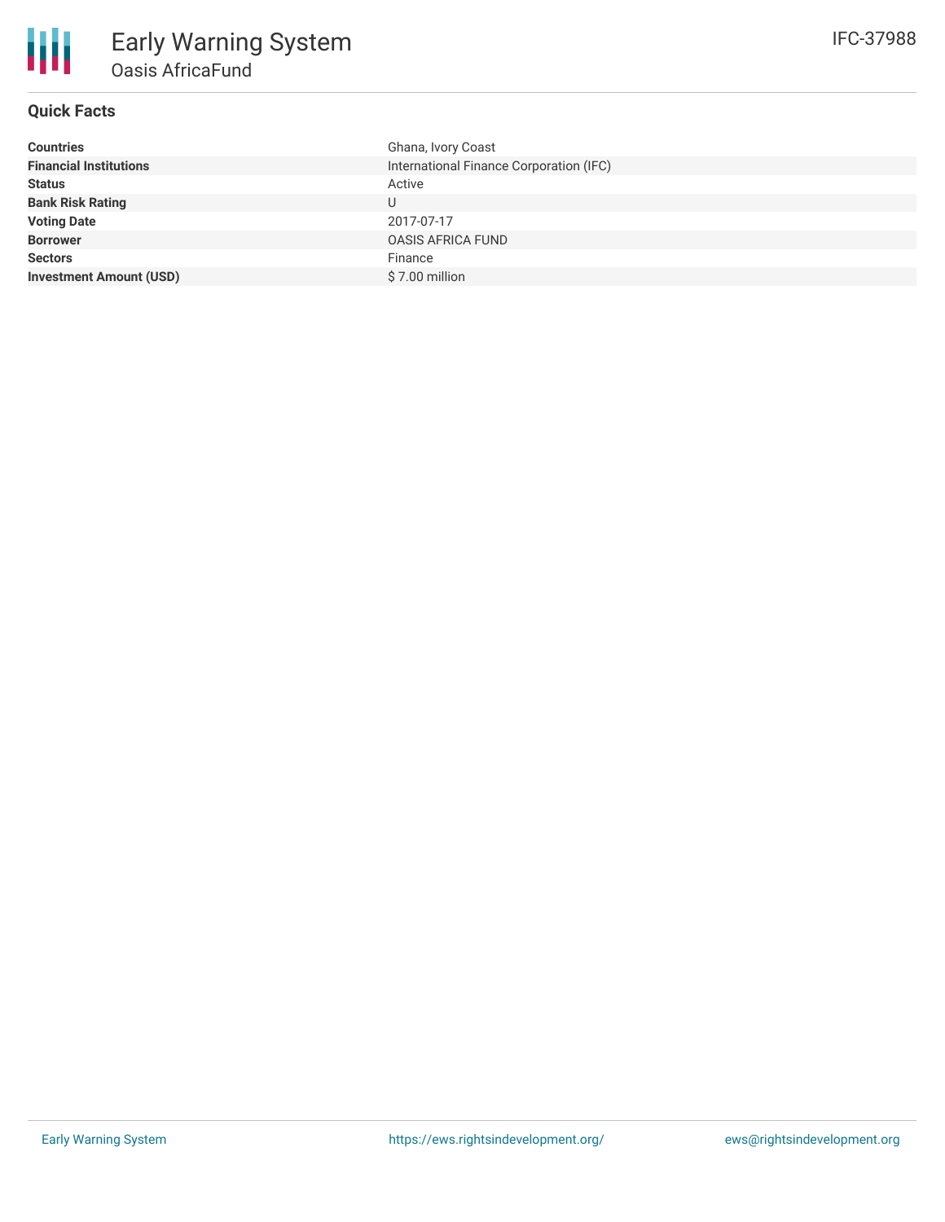# Early Warning System

## Oasis AfricaFund

IFC-37988

### Quick Facts

| | |
|---|---|
| **Countries** | Ghana, Ivory Coast |
| **Financial Institutions** | International Finance Corporation (IFC) |
| **Status** | Active |
| **Bank Risk Rating** | U |
| **Voting Date** | 2017-07-17 |
| **Borrower** | OASIS AFRICA FUND |
| **Sectors** | Finance |
| **Investment Amount (USD)** | $ 7.00 million |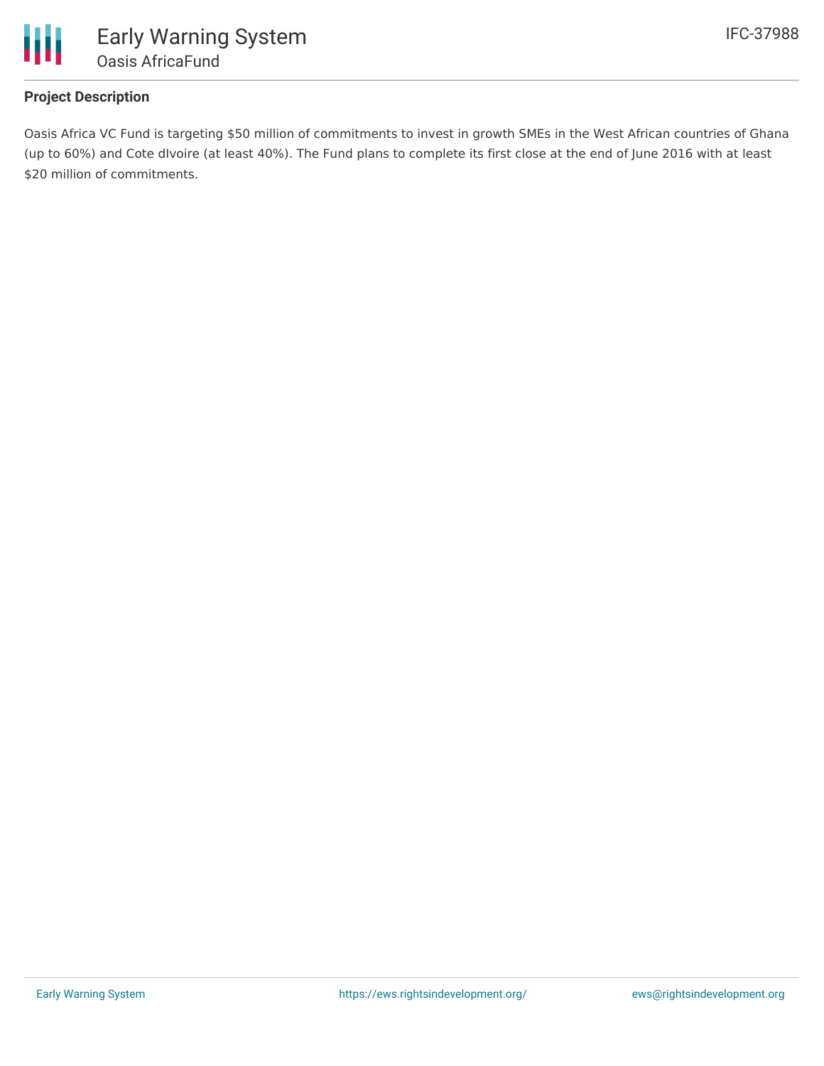### Project Description

Oasis Africa VC Fund is targeting $50 million of commitments to invest in growth SMEs in the West African countries of Ghana (up to 60%) and Cote dIvoire (at least 40%). The Fund plans to complete its first close at the end of June 2016 with at least $20 million of commitments.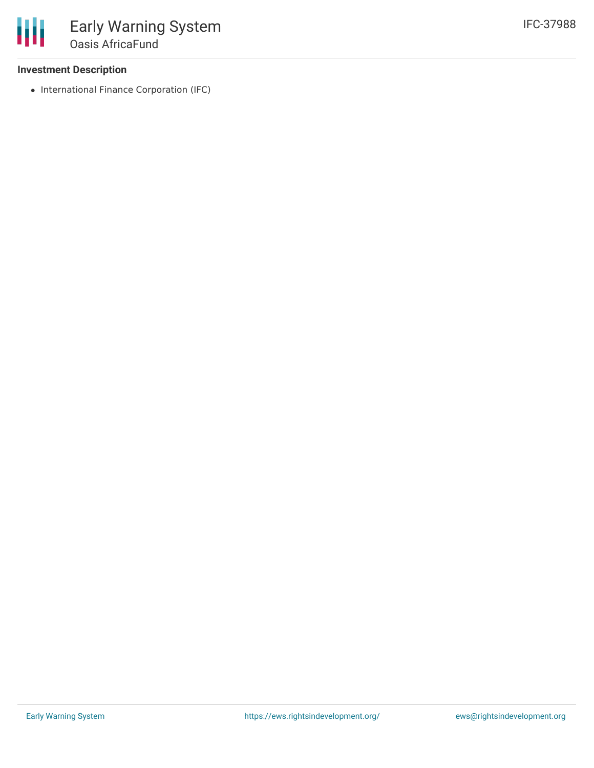**Investment Description**

- International Finance Corporation (IFC)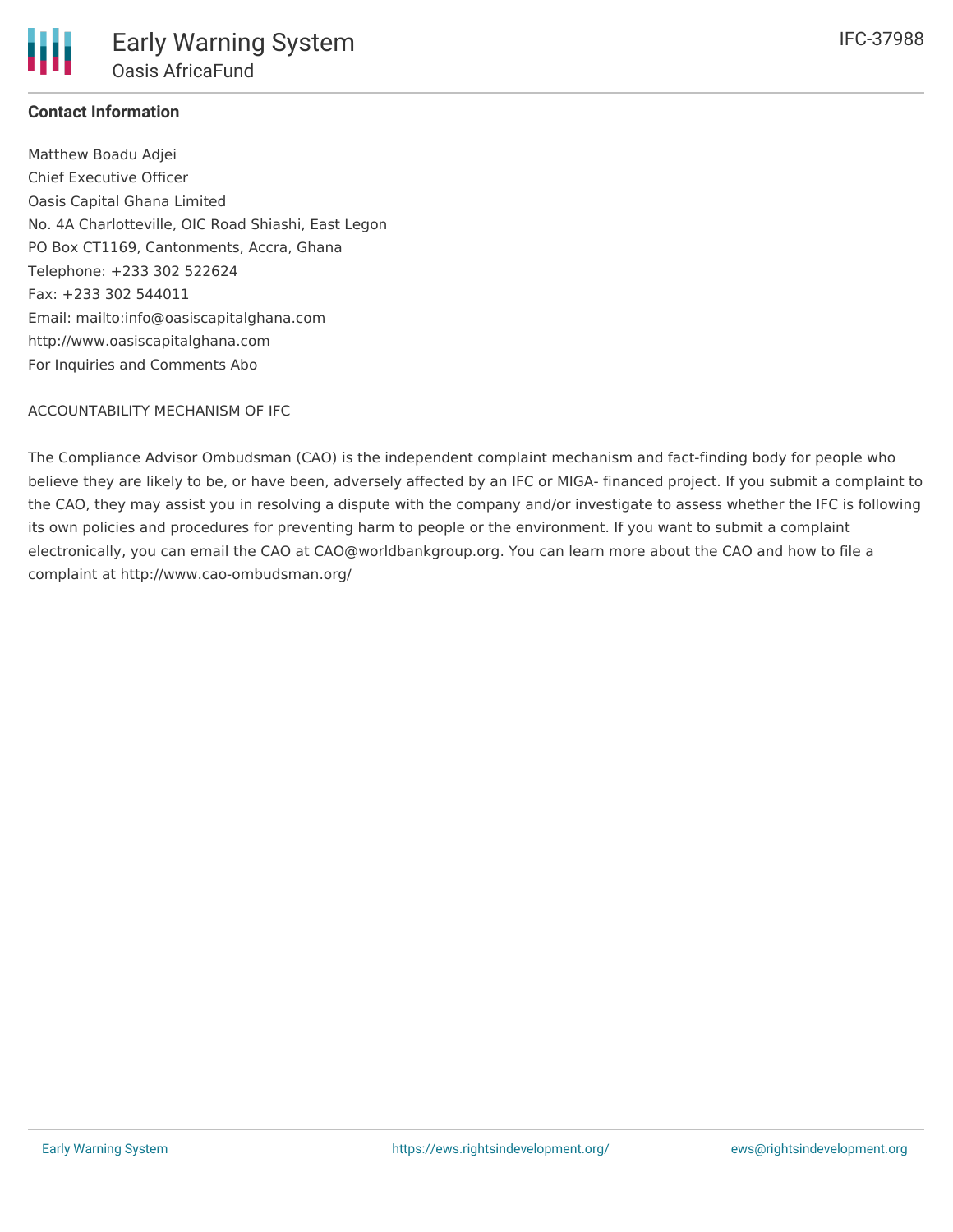**Contact Information**

Matthew Boadu Adjei
Chief Executive Officer
Oasis Capital Ghana Limited
No. 4A Charlotteville, OIC Road Shiashi, East Legon
PO Box CT1169, Cantonments, Accra, Ghana
Telephone: +233 302 522624
Fax: +233 302 544011
Email: mailto:info@oasiscapitalghana.com
http://www.oasiscapitalghana.com
For Inquiries and Comments Abo

ACCOUNTABILITY MECHANISM OF IFC

The Compliance Advisor Ombudsman (CAO) is the independent complaint mechanism and fact-finding body for people who believe they are likely to be, or have been, adversely affected by an IFC or MIGA- financed project. If you submit a complaint to the CAO, they may assist you in resolving a dispute with the company and/or investigate to assess whether the IFC is following its own policies and procedures for preventing harm to people or the environment. If you want to submit a complaint electronically, you can email the CAO at CAO@worldbankgroup.org. You can learn more about the CAO and how to file a complaint at http://www.cao-ombudsman.org/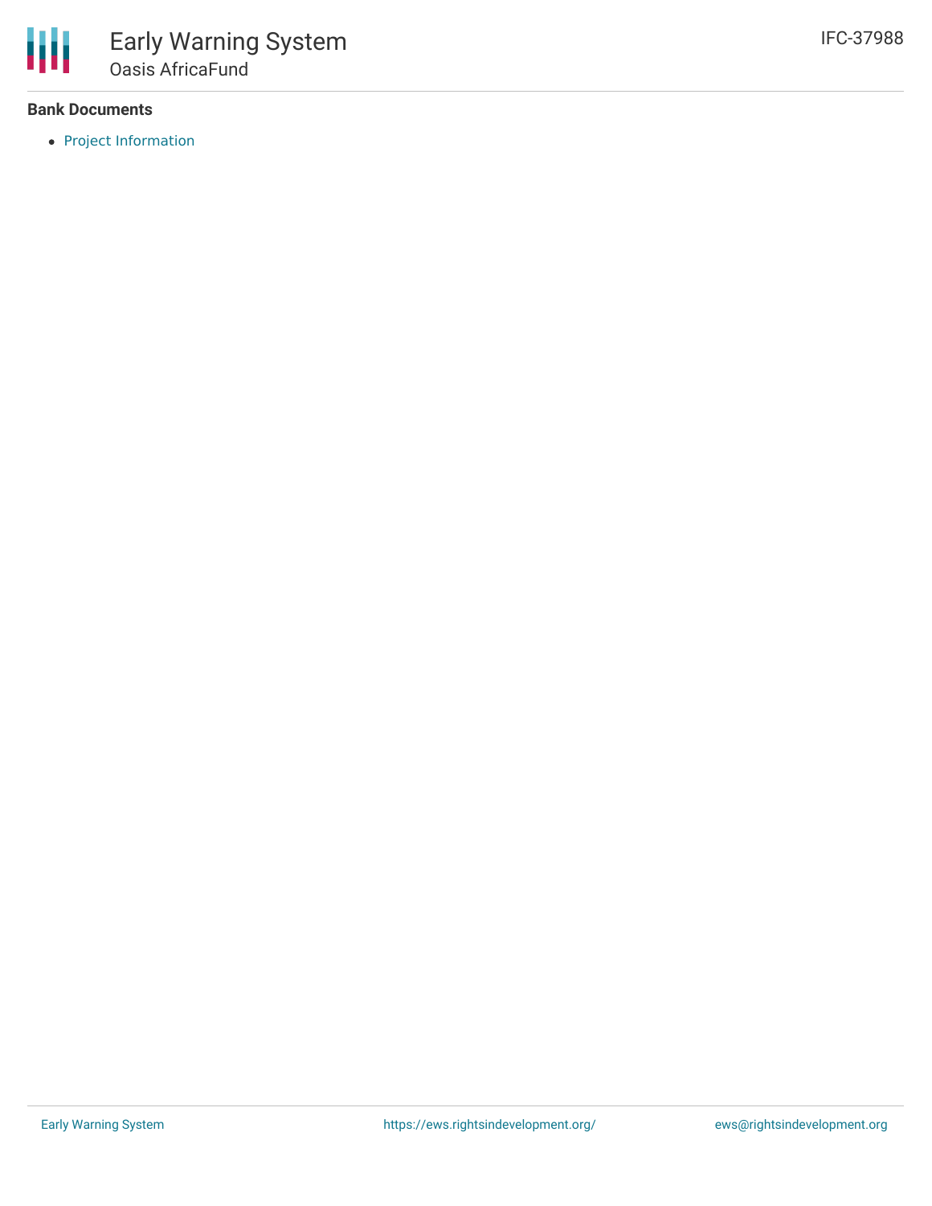**Bank Documents**

- Project Information